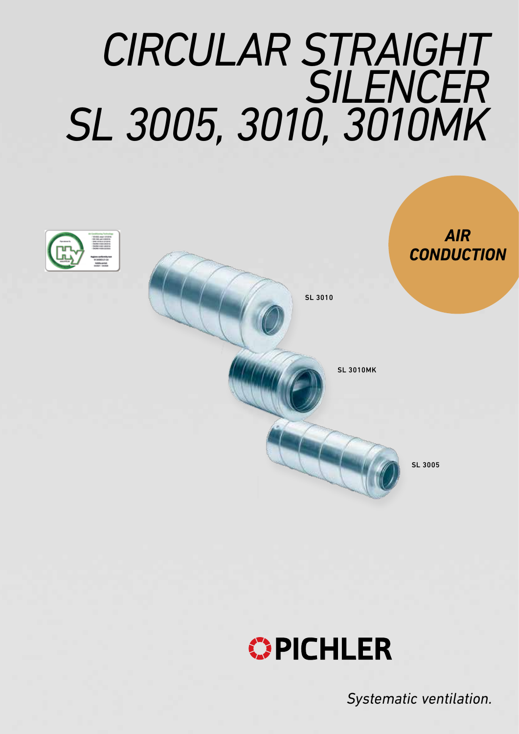# CIRCULAR STRAIGHT SILENCER SL 3005, 3010, 3010MK

*AIR CONDUCTION*

SL 3010

SL 3010MK

SL 3005

PICHLER

*Systematic ventilation.*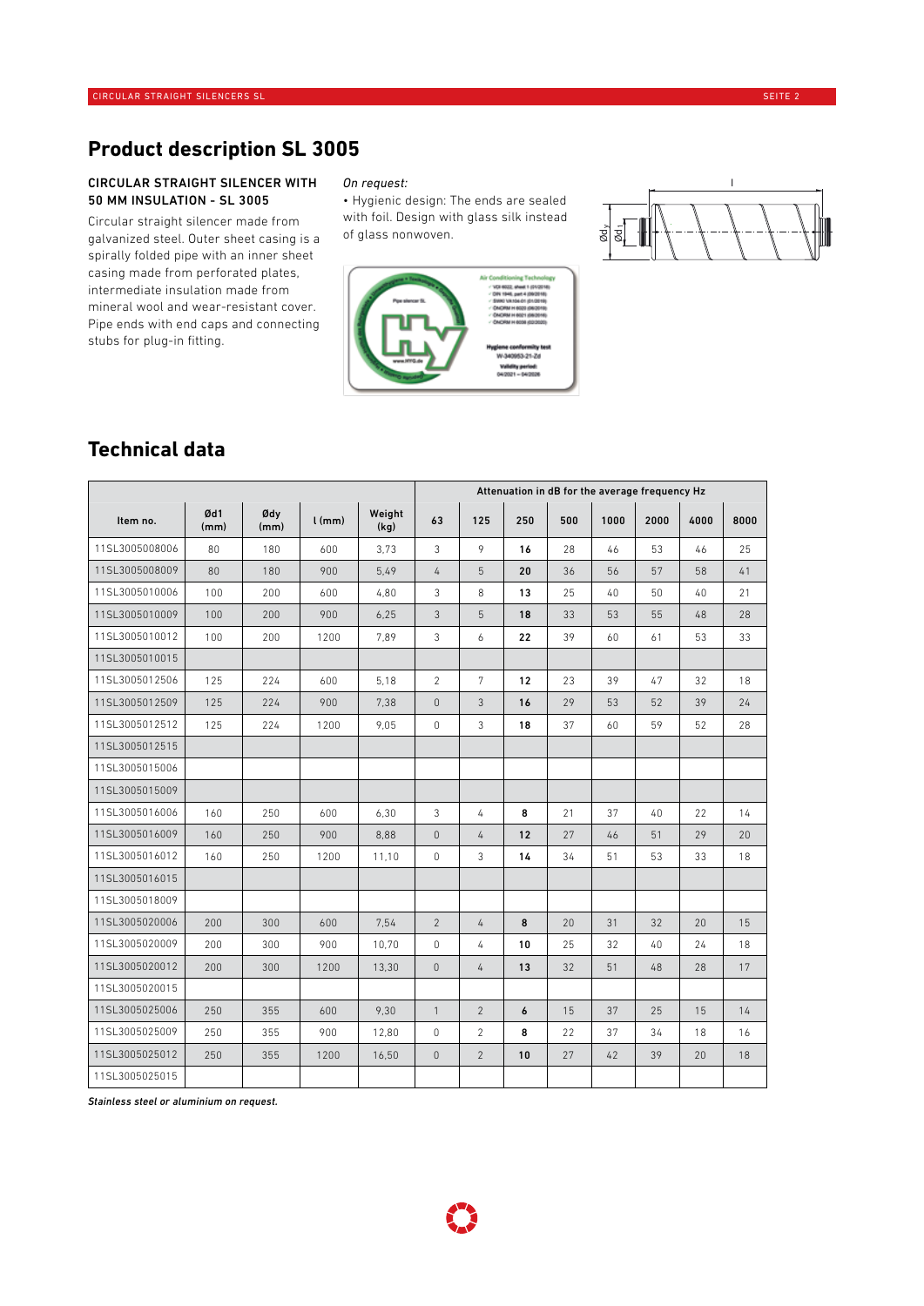## Product description SL 3005

**CIRCULAR STRAIGHT SILENCER WITH 50 MM INSULATION - SL 3005**

Circular straight silencer made from galvanized steel. Outer sheet casing is a spirally folded pipe with an inner sheet casing made from perforated plates, intermediate insulation made from mineral wool and wear-resistant cover. Pipe ends with end caps and connecting stubs for plug-in fitting.

*On request:*

- Hygienic design: The ends are sealed with foil. Design with glass silk instead of glass nonwoven.

## Technical data

| Item no. | Ød1 (mm) | Ødy (mm) | l (mm) | Weight (kg) | Attenuation in dB for the average frequency Hz | | | | | | | |
|---|---|---|---|---|---|---|---|---|---|---|---|---|
| | | | | | 63 | 125 | 250 | 500 | 1000 | 2000 | 4000 | 8000 |
| 11SL3005008006 | 80 | 180 | 600 | 3,73 | 3 | 9 | **16** | 28 | 46 | 53 | 46 | 25 |
| 11SL3005008009 | 80 | 180 | 900 | 5,49 | 4 | 5 | **20** | 36 | 56 | 57 | 58 | 41 |
| 11SL3005010006 | 100 | 200 | 600 | 4,80 | 3 | 8 | **13** | 25 | 40 | 50 | 40 | 21 |
| 11SL3005010009 | 100 | 200 | 900 | 6,25 | 3 | 5 | **18** | 33 | 53 | 55 | 48 | 28 |
| 11SL3005010012 | 100 | 200 | 1200 | 7,89 | 3 | 6 | **22** | 39 | 60 | 61 | 53 | 33 |
| 11SL3005010015 | | | | | | | | | | | | |
| 11SL3005012506 | 125 | 224 | 600 | 5,18 | 2 | 7 | **12** | 23 | 39 | 47 | 32 | 18 |
| 11SL3005012509 | 125 | 224 | 900 | 7,38 | 0 | 3 | **16** | 29 | 53 | 52 | 39 | 24 |
| 11SL3005012512 | 125 | 224 | 1200 | 9,05 | 0 | 3 | **18** | 37 | 60 | 59 | 52 | 28 |
| 11SL3005012515 | | | | | | | | | | | | |
| 11SL3005015006 | | | | | | | | | | | | |
| 11SL3005015009 | | | | | | | | | | | | |
| 11SL3005016006 | 160 | 250 | 600 | 6,30 | 3 | 4 | **8** | 21 | 37 | 40 | 22 | 14 |
| 11SL3005016009 | 160 | 250 | 900 | 8,88 | 0 | 4 | **12** | 27 | 46 | 51 | 29 | 20 |
| 11SL3005016012 | 160 | 250 | 1200 | 11,10 | 0 | 3 | **14** | 34 | 51 | 53 | 33 | 18 |
| 11SL3005016015 | | | | | | | | | | | | |
| 11SL3005018009 | | | | | | | | | | | | |
| 11SL3005020006 | 200 | 300 | 600 | 7,54 | 2 | 4 | **8** | 20 | 31 | 32 | 20 | 15 |
| 11SL3005020009 | 200 | 300 | 900 | 10,70 | 0 | 4 | **10** | 25 | 32 | 40 | 24 | 18 |
| 11SL3005020012 | 200 | 300 | 1200 | 13,30 | 0 | 4 | **13** | 32 | 51 | 48 | 28 | 17 |
| 11SL3005020015 | | | | | | | | | | | | |
| 11SL3005025006 | 250 | 355 | 600 | 9,30 | 1 | 2 | **6** | 15 | 37 | 25 | 15 | 14 |
| 11SL3005025009 | 250 | 355 | 900 | 12,80 | 0 | 2 | **8** | 22 | 37 | 34 | 18 | 16 |
| 11SL3005025012 | 250 | 355 | 1200 | 16,50 | 0 | 2 | **10** | 27 | 42 | 39 | 20 | 18 |
| 11SL3005025015 | | | | | | | | | | | | |

*Stainless steel or aluminium on request.*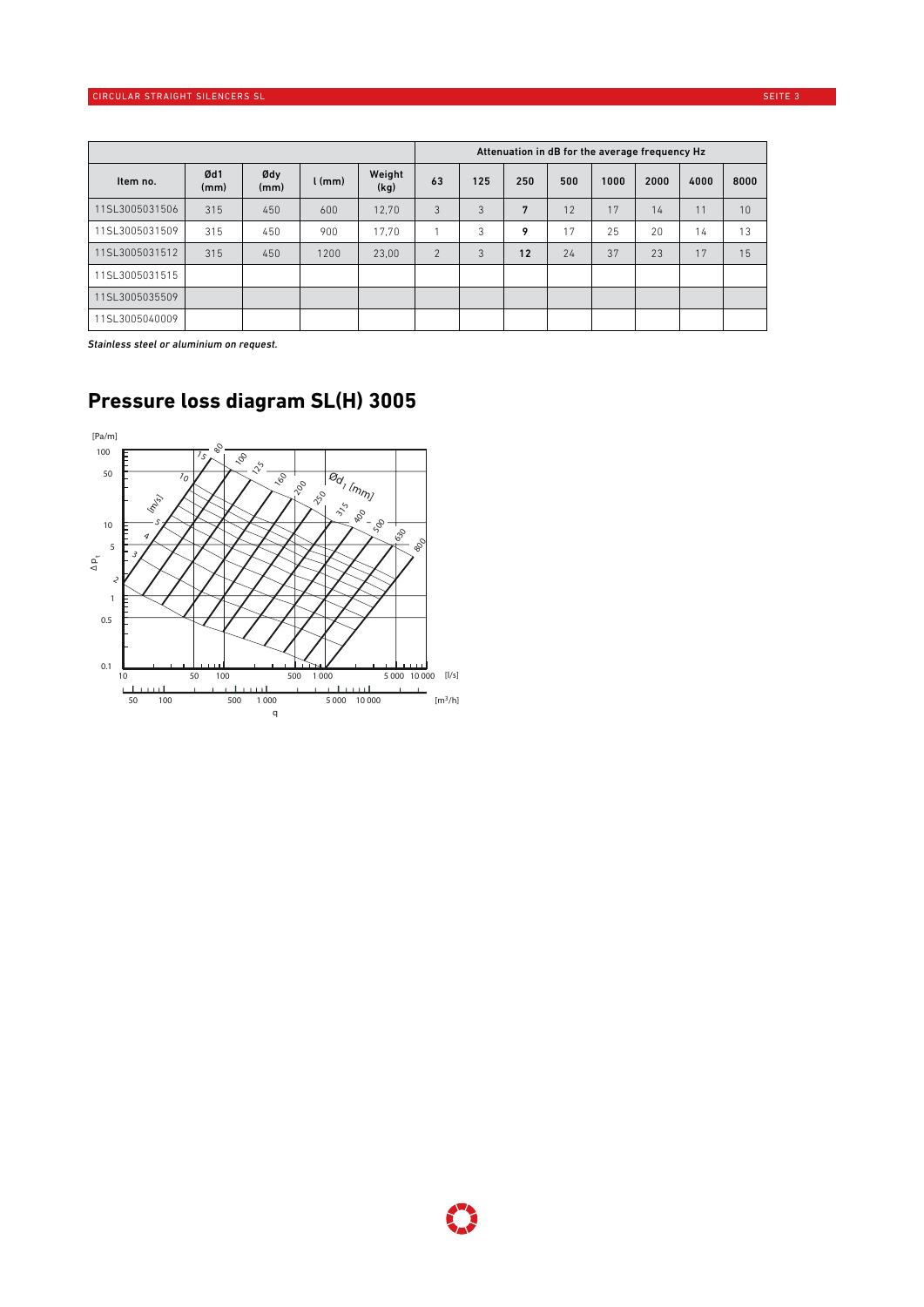| | | | | | Attenuation in dB for the average frequency Hz | | | | | | | |
|---|---|---|---|---|---|---|---|---|---|---|---|---|
| Item no. | Ød1 (mm) | Ødy (mm) | l (mm) | Weight (kg) | 63 | 125 | 250 | 500 | 1000 | 2000 | 4000 | 8000 |
| 11SL3005031506 | 315 | 450 | 600 | 12,70 | 3 | 3 | **7** | 12 | 17 | 14 | 11 | 10 |
| 11SL3005031509 | 315 | 450 | 900 | 17,70 | 1 | 3 | **9** | 17 | 25 | 20 | 14 | 13 |
| 11SL3005031512 | 315 | 450 | 1200 | 23,00 | 2 | 3 | **12** | 24 | 37 | 23 | 17 | 15 |
| 11SL3005031515 | | | | | | | | | | | | |
| 11SL3005035509 | | | | | | | | | | | | |
| 11SL3005040009 | | | | | | | | | | | | |

*Stainless steel or aluminium on request.*

## Pressure loss diagram SL(H) 3005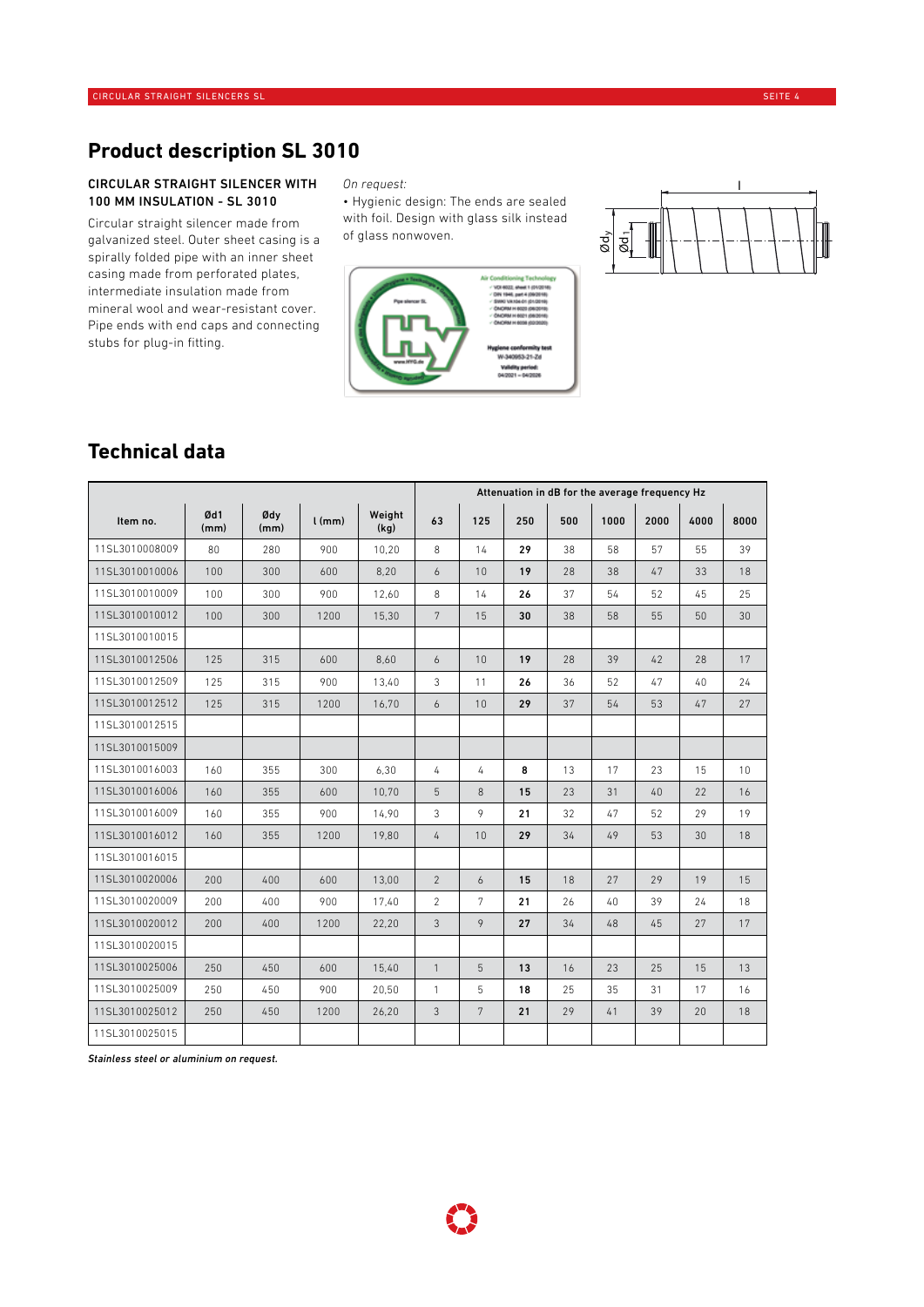# Product description SL 3010

**CIRCULAR STRAIGHT SILENCER WITH 100 MM INSULATION - SL 3010**

Circular straight silencer made from galvanized steel. Outer sheet casing is a spirally folded pipe with an inner sheet casing made from perforated plates, intermediate insulation made from mineral wool and wear-resistant cover. Pipe ends with end caps and connecting stubs for plug-in fitting.

*On request:*

- Hygienic design: The ends are sealed with foil. Design with glass silk instead of glass nonwoven.

# Technical data

| Item no. | Ød1 (mm) | Ødy (mm) | l (mm) | Weight (kg) | Attenuation in dB for the average frequency Hz | | | | | | | |
|---|---|---|---|---|---|---|---|---|---|---|---|---|
| | | | | | 63 | 125 | 250 | 500 | 1000 | 2000 | 4000 | 8000 |
| 11SL3010008009 | 80 | 280 | 900 | 10,20 | 8 | 14 | **29** | 38 | 58 | 57 | 55 | 39 |
| 11SL3010010006 | 100 | 300 | 600 | 8,20 | 6 | 10 | **19** | 28 | 38 | 47 | 33 | 18 |
| 11SL3010010009 | 100 | 300 | 900 | 12,60 | 8 | 14 | **26** | 37 | 54 | 52 | 45 | 25 |
| 11SL3010010012 | 100 | 300 | 1200 | 15,30 | 7 | 15 | **30** | 38 | 58 | 55 | 50 | 30 |
| 11SL3010010015 | | | | | | | | | | | | |
| 11SL3010012506 | 125 | 315 | 600 | 8,60 | 6 | 10 | **19** | 28 | 39 | 42 | 28 | 17 |
| 11SL3010012509 | 125 | 315 | 900 | 13,40 | 3 | 11 | **26** | 36 | 52 | 47 | 40 | 24 |
| 11SL3010012512 | 125 | 315 | 1200 | 16,70 | 6 | 10 | **29** | 37 | 54 | 53 | 47 | 27 |
| 11SL3010012515 | | | | | | | | | | | | |
| 11SL3010015009 | | | | | | | | | | | | |
| 11SL3010016003 | 160 | 355 | 300 | 6,30 | 4 | 4 | **8** | 13 | 17 | 23 | 15 | 10 |
| 11SL3010016006 | 160 | 355 | 600 | 10,70 | 5 | 8 | **15** | 23 | 31 | 40 | 22 | 16 |
| 11SL3010016009 | 160 | 355 | 900 | 14,90 | 3 | 9 | **21** | 32 | 47 | 52 | 29 | 19 |
| 11SL3010016012 | 160 | 355 | 1200 | 19,80 | 4 | 10 | **29** | 34 | 49 | 53 | 30 | 18 |
| 11SL3010016015 | | | | | | | | | | | | |
| 11SL3010020006 | 200 | 400 | 600 | 13,00 | 2 | 6 | **15** | 18 | 27 | 29 | 19 | 15 |
| 11SL3010020009 | 200 | 400 | 900 | 17,40 | 2 | 7 | **21** | 26 | 40 | 39 | 24 | 18 |
| 11SL3010020012 | 200 | 400 | 1200 | 22,20 | 3 | 9 | **27** | 34 | 48 | 45 | 27 | 17 |
| 11SL3010020015 | | | | | | | | | | | | |
| 11SL3010025006 | 250 | 450 | 600 | 15,40 | 1 | 5 | **13** | 16 | 23 | 25 | 15 | 13 |
| 11SL3010025009 | 250 | 450 | 900 | 20,50 | 1 | 5 | **18** | 25 | 35 | 31 | 17 | 16 |
| 11SL3010025012 | 250 | 450 | 1200 | 26,20 | 3 | 7 | **21** | 29 | 41 | 39 | 20 | 18 |
| 11SL3010025015 | | | | | | | | | | | | |

***Stainless steel or aluminium on request.***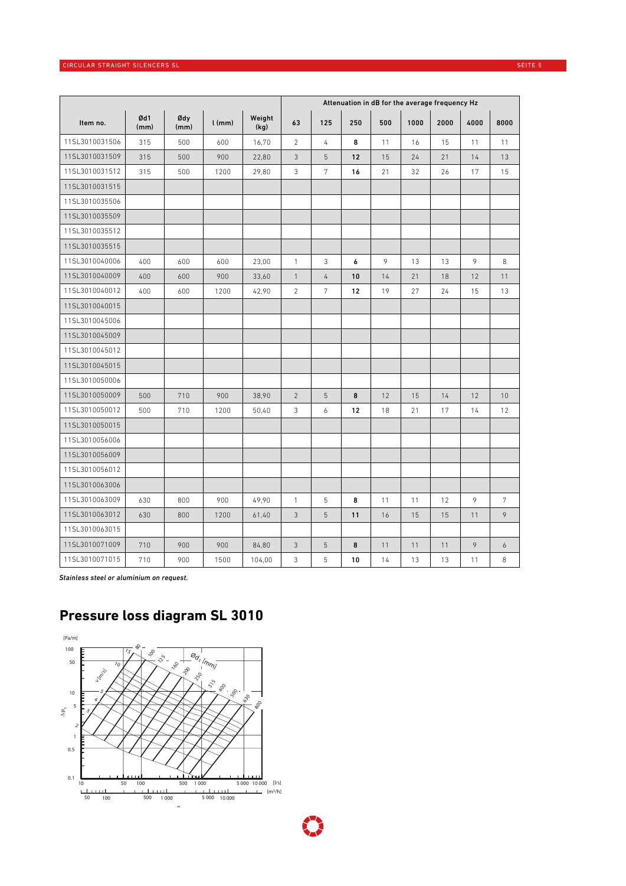| Item no. | Ød1 (mm) | Ødy (mm) | l (mm) | Weight (kg) | Attenuation in dB for the average frequency Hz | | | | | | | |
|---|---|---|---|---|---|---|---|---|---|---|---|---|
| | | | | | 63 | 125 | 250 | 500 | 1000 | 2000 | 4000 | 8000 |
| 11SL3010031506 | 315 | 500 | 600 | 16,70 | 2 | 4 | **8** | 11 | 16 | 15 | 11 | 11 |
| 11SL3010031509 | 315 | 500 | 900 | 22,80 | 3 | 5 | **12** | 15 | 24 | 21 | 14 | 13 |
| 11SL3010031512 | 315 | 500 | 1200 | 29,80 | 3 | 7 | **16** | 21 | 32 | 26 | 17 | 15 |
| 11SL3010031515 | | | | | | | | | | | | |
| 11SL3010035506 | | | | | | | | | | | | |
| 11SL3010035509 | | | | | | | | | | | | |
| 11SL3010035512 | | | | | | | | | | | | |
| 11SL3010035515 | | | | | | | | | | | | |
| 11SL3010040006 | 400 | 600 | 600 | 23,00 | 1 | 3 | **6** | 9 | 13 | 13 | 9 | 8 |
| 11SL3010040009 | 400 | 600 | 900 | 33,60 | 1 | 4 | **10** | 14 | 21 | 18 | 12 | 11 |
| 11SL3010040012 | 400 | 600 | 1200 | 42,90 | 2 | 7 | **12** | 19 | 27 | 24 | 15 | 13 |
| 11SL3010040015 | | | | | | | | | | | | |
| 11SL3010045006 | | | | | | | | | | | | |
| 11SL3010045009 | | | | | | | | | | | | |
| 11SL3010045012 | | | | | | | | | | | | |
| 11SL3010045015 | | | | | | | | | | | | |
| 11SL3010050006 | | | | | | | | | | | | |
| 11SL3010050009 | 500 | 710 | 900 | 38,90 | 2 | 5 | **8** | 12 | 15 | 14 | 12 | 10 |
| 11SL3010050012 | 500 | 710 | 1200 | 50,40 | 3 | 6 | **12** | 18 | 21 | 17 | 14 | 12 |
| 11SL3010050015 | | | | | | | | | | | | |
| 11SL3010056006 | | | | | | | | | | | | |
| 11SL3010056009 | | | | | | | | | | | | |
| 11SL3010056012 | | | | | | | | | | | | |
| 11SL3010063006 | | | | | | | | | | | | |
| 11SL3010063009 | 630 | 800 | 900 | 49,90 | 1 | 5 | **8** | 11 | 11 | 12 | 9 | 7 |
| 11SL3010063012 | 630 | 800 | 1200 | 61,40 | 3 | 5 | **11** | 16 | 15 | 15 | 11 | 9 |
| 11SL3010063015 | | | | | | | | | | | | |
| 11SL3010071009 | 710 | 900 | 900 | 84,80 | 3 | 5 | **8** | 11 | 11 | 11 | 9 | 6 |
| 11SL3010071015 | 710 | 900 | 1500 | 104,00 | 3 | 5 | **10** | 14 | 13 | 13 | 11 | 8 |

*Stainless steel or aluminium on request.*

## Pressure loss diagram SL 3010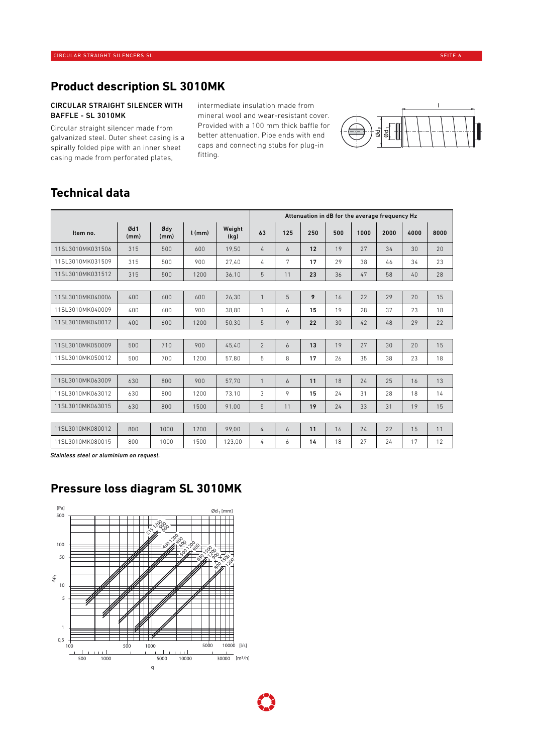# Product description SL 3010MK

**CIRCULAR STRAIGHT SILENCER WITH BAFFLE - SL 3010MK**

Circular straight silencer made from galvanized steel. Outer sheet casing is a spirally folded pipe with an inner sheet casing made from perforated plates, intermediate insulation made from mineral wool and wear-resistant cover. Provided with a 100 mm thick baffle for better attenuation. Pipe ends with end caps and connecting stubs for plug-in fitting.

# Technical data

| Item no. | Ød1 (mm) | Ødy (mm) | l (mm) | Weight (kg) | Attenuation in dB for the average frequency Hz | | | | | | | |
|---|---|---|---|---|---|---|---|---|---|---|---|---|
| | | | | | 63 | 125 | 250 | 500 | 1000 | 2000 | 4000 | 8000 |
| 11SL3010MK031506 | 315 | 500 | 600 | 19,50 | 4 | 6 | **12** | 19 | 27 | 34 | 30 | 20 |
| 11SL3010MK031509 | 315 | 500 | 900 | 27,40 | 4 | 7 | **17** | 29 | 38 | 46 | 34 | 23 |
| 11SL3010MK031512 | 315 | 500 | 1200 | 36,10 | 5 | 11 | **23** | 36 | 47 | 58 | 40 | 28 |
| 11SL3010MK040006 | 400 | 600 | 600 | 26,30 | 1 | 5 | **9** | 16 | 22 | 29 | 20 | 15 |
| 11SL3010MK040009 | 400 | 600 | 900 | 38,80 | 1 | 6 | **15** | 19 | 28 | 37 | 23 | 18 |
| 11SL3010MK040012 | 400 | 600 | 1200 | 50,30 | 5 | 9 | **22** | 30 | 42 | 48 | 29 | 22 |
| 11SL3010MK050009 | 500 | 710 | 900 | 45,40 | 2 | 6 | **13** | 19 | 27 | 30 | 20 | 15 |
| 11SL3010MK050012 | 500 | 700 | 1200 | 57,80 | 5 | 8 | **17** | 26 | 35 | 38 | 23 | 18 |
| 11SL3010MK063009 | 630 | 800 | 900 | 57,70 | 1 | 6 | **11** | 18 | 24 | 25 | 16 | 13 |
| 11SL3010MK063012 | 630 | 800 | 1200 | 73,10 | 3 | 9 | **15** | 24 | 31 | 28 | 18 | 14 |
| 11SL3010MK063015 | 630 | 800 | 1500 | 91,00 | 5 | 11 | **19** | 24 | 33 | 31 | 19 | 15 |
| 11SL3010MK080012 | 800 | 1000 | 1200 | 99,00 | 4 | 6 | **11** | 16 | 24 | 22 | 15 | 11 |
| 11SL3010MK080015 | 800 | 1000 | 1500 | 123,00 | 4 | 6 | **14** | 18 | 27 | 24 | 17 | 12 |

*Stainless steel or aluminium on request.*

# Pressure loss diagram SL 3010MK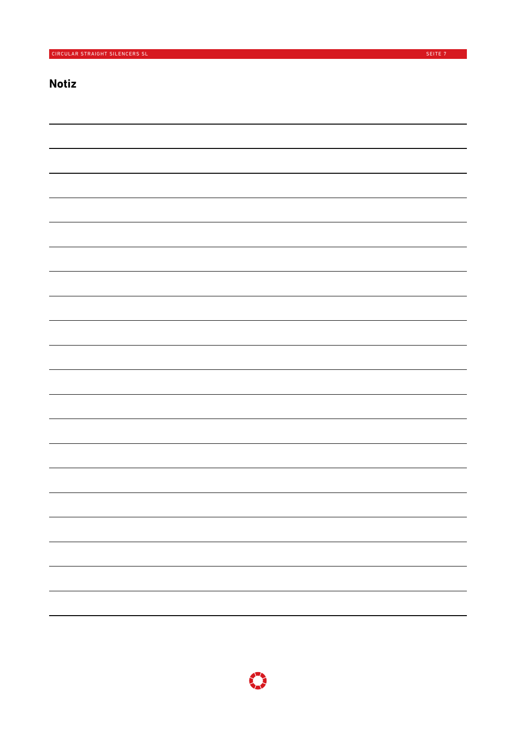## Notiz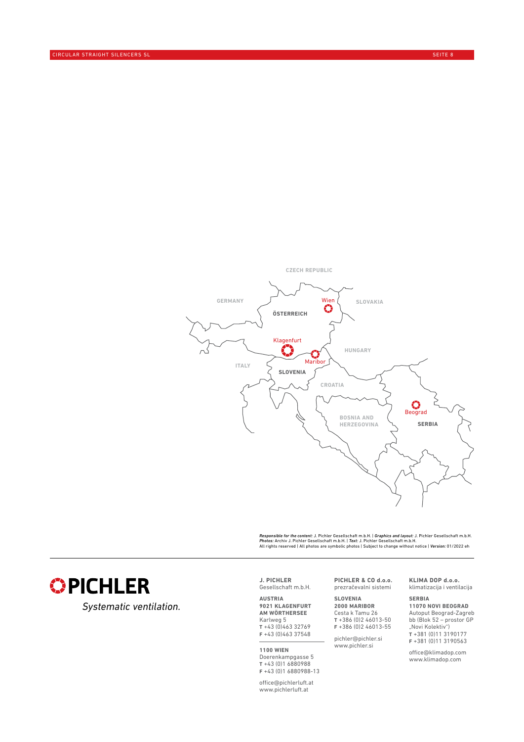CZECH REPUBLIC

GERMANY

ÖSTERREICH

Wien

SLOVAKIA

Klagenfurt

Maribor

HUNGARY

ITALY

SLOVENIA

CROATIA

BOSNIA AND HERZEGOVINA

Beograd

SERBIA

***Responsible for the content:*** J. Pichler Gesellschaft m.b.H. | ***Graphics and layout:*** J. Pichler Gesellschaft m.b.H.
***Photos:*** Archiv J. Pichler Gesellschaft m.b.H. | ***Text:*** J. Pichler Gesellschaft m.b.H.
All rights reserved | All photos are symbolic photos | Subject to change without notice | ***Version:*** 01/2022 eh

**PICHLER**

*Systematic ventilation.*

**J. PICHLER**
Gesellschaft m.b.H.

**AUSTRIA**
**9021 KLAGENFURT AM WÖRTHERSEE**
Karlweg 5
**T** +43 (0)463 32769
**F** +43 (0)463 37548

**1100 WIEN**
Doerenkampgasse 5
**T** +43 (0)1 6880988
**F** +43 (0)1 6880988-13

office@pichlerluft.at
www.pichlerluft.at

**PICHLER & CO d.o.o.**
prezračevalni sistemi

**SLOVENIA**
**2000 MARIBOR**
Cesta k Tamu 26
**T** +386 (0)2 46013-50
**F** +386 (0)2 46013-55

pichler@pichler.si
www.pichler.si

**KLIMA DOP d.o.o.**
klimatizacija i ventilacija

**SERBIA**
**11070 NOVI BEOGRAD**
Autoput Beograd-Zagreb bb (Blok 52 – prostor GP „Novi Kolektiv")
**T** +381 (0)11 3190177
**F** +381 (0)11 3190563

office@klimadop.com
www.klimadop.com